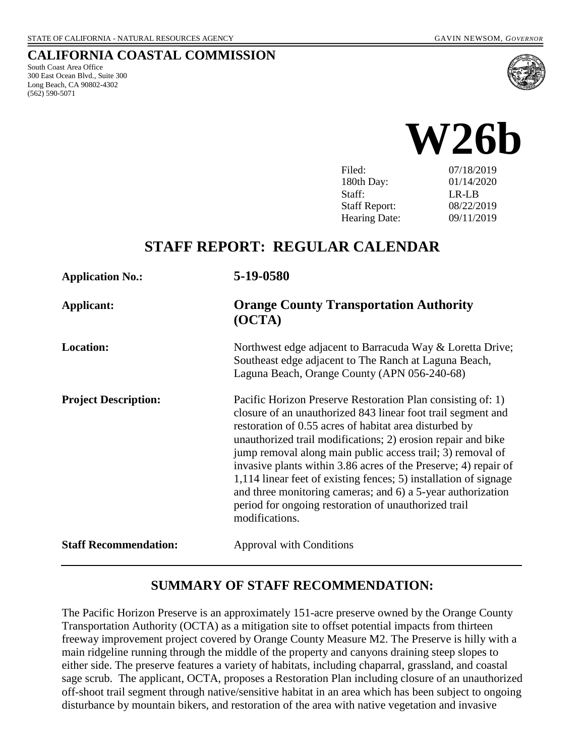STATE OF CALIFORNIA - NATURAL RESOURCES AGENCY GAVIN NEWSOM, *GOVERNOR*

# CALIFORNIA COASTAL COMMISSION

South Coast Area Office
300 East Ocean Blvd., Suite 300
Long Beach, CA 90802-4302
(562) 590-5071

# W26b

| | |
|---|---|
| Filed: | 07/18/2019 |
| 180th Day: | 01/14/2020 |
| Staff: | LR-LB |
| Staff Report: | 08/22/2019 |
| Hearing Date: | 09/11/2019 |

## STAFF REPORT: REGULAR CALENDAR

**Application No.:** **5-19-0580**

**Applicant:** **Orange County Transportation Authority (OCTA)**

**Location:** Northwest edge adjacent to Barracuda Way & Loretta Drive; Southeast edge adjacent to The Ranch at Laguna Beach, Laguna Beach, Orange County (APN 056-240-68)

**Project Description:** Pacific Horizon Preserve Restoration Plan consisting of: 1) closure of an unauthorized 843 linear foot trail segment and restoration of 0.55 acres of habitat area disturbed by unauthorized trail modifications; 2) erosion repair and bike jump removal along main public access trail; 3) removal of invasive plants within 3.86 acres of the Preserve; 4) repair of 1,114 linear feet of existing fences; 5) installation of signage and three monitoring cameras; and 6) a 5-year authorization period for ongoing restoration of unauthorized trail modifications.

**Staff Recommendation:** Approval with Conditions

## SUMMARY OF STAFF RECOMMENDATION:

The Pacific Horizon Preserve is an approximately 151-acre preserve owned by the Orange County Transportation Authority (OCTA) as a mitigation site to offset potential impacts from thirteen freeway improvement project covered by Orange County Measure M2. The Preserve is hilly with a main ridgeline running through the middle of the property and canyons draining steep slopes to either side. The preserve features a variety of habitats, including chaparral, grassland, and coastal sage scrub. The applicant, OCTA, proposes a Restoration Plan including closure of an unauthorized off-shoot trail segment through native/sensitive habitat in an area which has been subject to ongoing disturbance by mountain bikers, and restoration of the area with native vegetation and invasive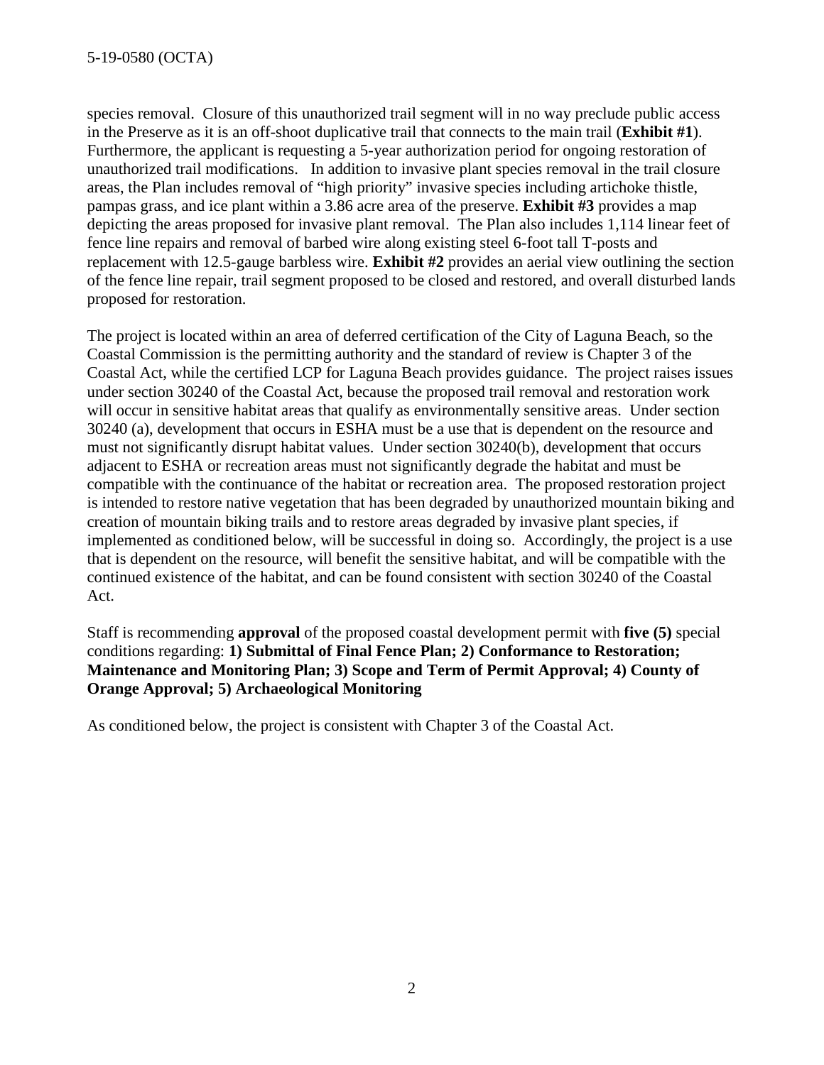species removal. Closure of this unauthorized trail segment will in no way preclude public access in the Preserve as it is an off-shoot duplicative trail that connects to the main trail (**Exhibit #1**). Furthermore, the applicant is requesting a 5-year authorization period for ongoing restoration of unauthorized trail modifications. In addition to invasive plant species removal in the trail closure areas, the Plan includes removal of "high priority" invasive species including artichoke thistle, pampas grass, and ice plant within a 3.86 acre area of the preserve. **Exhibit #3** provides a map depicting the areas proposed for invasive plant removal. The Plan also includes 1,114 linear feet of fence line repairs and removal of barbed wire along existing steel 6-foot tall T-posts and replacement with 12.5-gauge barbless wire. **Exhibit #2** provides an aerial view outlining the section of the fence line repair, trail segment proposed to be closed and restored, and overall disturbed lands proposed for restoration.

The project is located within an area of deferred certification of the City of Laguna Beach, so the Coastal Commission is the permitting authority and the standard of review is Chapter 3 of the Coastal Act, while the certified LCP for Laguna Beach provides guidance. The project raises issues under section 30240 of the Coastal Act, because the proposed trail removal and restoration work will occur in sensitive habitat areas that qualify as environmentally sensitive areas. Under section 30240 (a), development that occurs in ESHA must be a use that is dependent on the resource and must not significantly disrupt habitat values. Under section 30240(b), development that occurs adjacent to ESHA or recreation areas must not significantly degrade the habitat and must be compatible with the continuance of the habitat or recreation area. The proposed restoration project is intended to restore native vegetation that has been degraded by unauthorized mountain biking and creation of mountain biking trails and to restore areas degraded by invasive plant species, if implemented as conditioned below, will be successful in doing so. Accordingly, the project is a use that is dependent on the resource, will benefit the sensitive habitat, and will be compatible with the continued existence of the habitat, and can be found consistent with section 30240 of the Coastal Act.

Staff is recommending **approval** of the proposed coastal development permit with **five (5)** special conditions regarding: **1) Submittal of Final Fence Plan; 2) Conformance to Restoration; Maintenance and Monitoring Plan; 3) Scope and Term of Permit Approval; 4) County of Orange Approval; 5) Archaeological Monitoring**

As conditioned below, the project is consistent with Chapter 3 of the Coastal Act.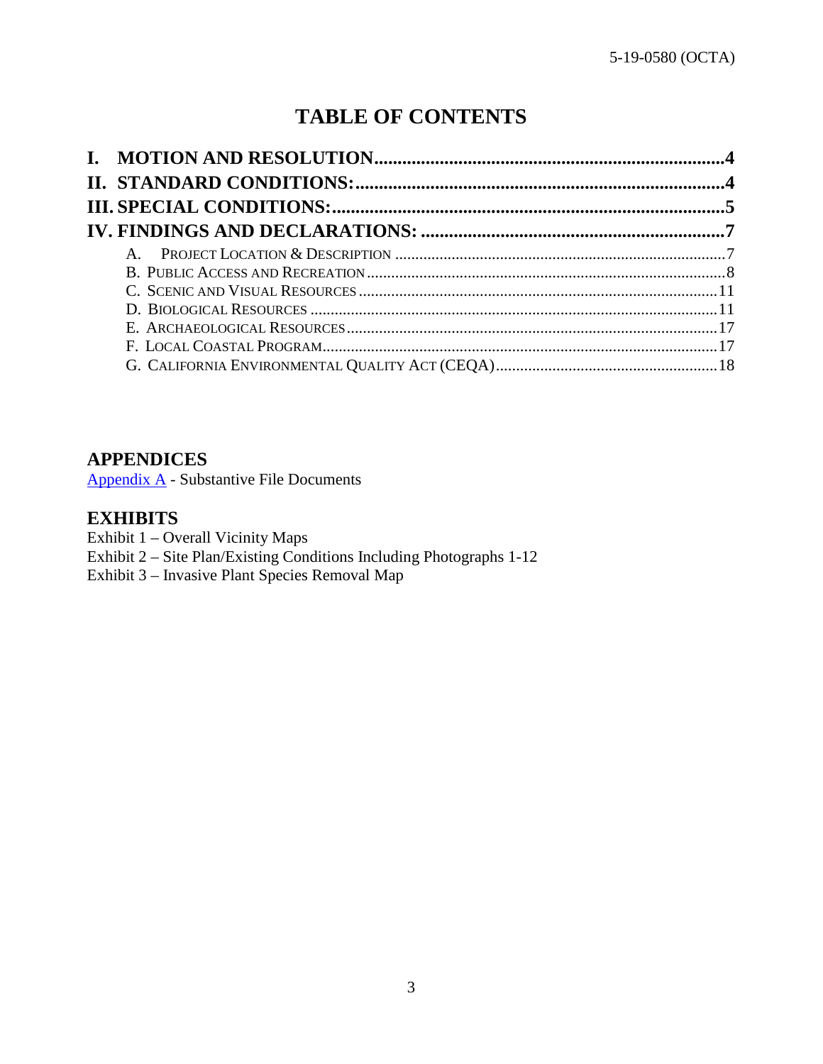# TABLE OF CONTENTS

**I. MOTION AND RESOLUTION**....................................................................4
**II. STANDARD CONDITIONS:**.........................................................................4
**III. SPECIAL CONDITIONS:**...........................................................................5
**IV. FINDINGS AND DECLARATIONS:** .......................................................7

- A. PROJECT LOCATION & DESCRIPTION ....................................................7
- B. PUBLIC ACCESS AND RECREATION..........................................................8
- C. SCENIC AND VISUAL RESOURCES ..........................................................11
- D. BIOLOGICAL RESOURCES .........................................................................11
- E. ARCHAEOLOGICAL RESOURCES................................................................17
- F. LOCAL COASTAL PROGRAM.......................................................................17
- G. CALIFORNIA ENVIRONMENTAL QUALITY ACT (CEQA).............................18

## APPENDICES

Appendix A - Substantive File Documents

## EXHIBITS

Exhibit 1 – Overall Vicinity Maps
Exhibit 2 – Site Plan/Existing Conditions Including Photographs 1-12
Exhibit 3 – Invasive Plant Species Removal Map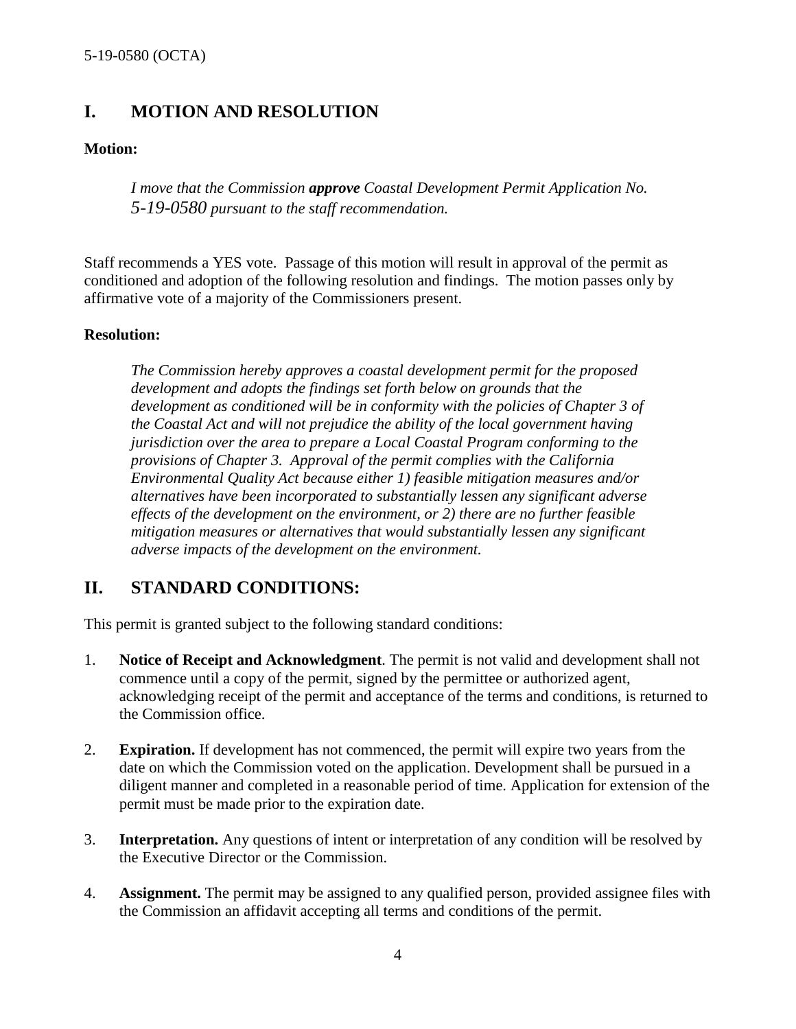## I. MOTION AND RESOLUTION

**Motion:**

> *I move that the Commission **approve** Coastal Development Permit Application No. 5-19-0580 pursuant to the staff recommendation.*

Staff recommends a YES vote. Passage of this motion will result in approval of the permit as conditioned and adoption of the following resolution and findings. The motion passes only by affirmative vote of a majority of the Commissioners present.

**Resolution:**

> *The Commission hereby approves a coastal development permit for the proposed development and adopts the findings set forth below on grounds that the development as conditioned will be in conformity with the policies of Chapter 3 of the Coastal Act and will not prejudice the ability of the local government having jurisdiction over the area to prepare a Local Coastal Program conforming to the provisions of Chapter 3. Approval of the permit complies with the California Environmental Quality Act because either 1) feasible mitigation measures and/or alternatives have been incorporated to substantially lessen any significant adverse effects of the development on the environment, or 2) there are no further feasible mitigation measures or alternatives that would substantially lessen any significant adverse impacts of the development on the environment.*

## II. STANDARD CONDITIONS:

This permit is granted subject to the following standard conditions:

1. **Notice of Receipt and Acknowledgment**. The permit is not valid and development shall not commence until a copy of the permit, signed by the permittee or authorized agent, acknowledging receipt of the permit and acceptance of the terms and conditions, is returned to the Commission office.
2. **Expiration.** If development has not commenced, the permit will expire two years from the date on which the Commission voted on the application. Development shall be pursued in a diligent manner and completed in a reasonable period of time. Application for extension of the permit must be made prior to the expiration date.
3. **Interpretation.** Any questions of intent or interpretation of any condition will be resolved by the Executive Director or the Commission.
4. **Assignment.** The permit may be assigned to any qualified person, provided assignee files with the Commission an affidavit accepting all terms and conditions of the permit.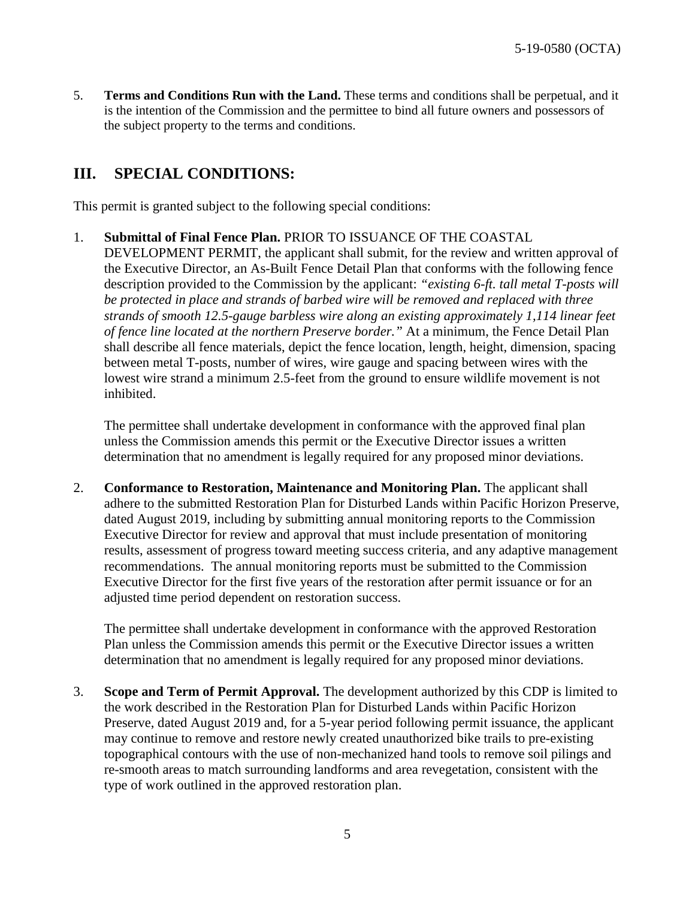5. **Terms and Conditions Run with the Land.** These terms and conditions shall be perpetual, and it is the intention of the Commission and the permittee to bind all future owners and possessors of the subject property to the terms and conditions.

## III. SPECIAL CONDITIONS:

This permit is granted subject to the following special conditions:

1. **Submittal of Final Fence Plan.** PRIOR TO ISSUANCE OF THE COASTAL DEVELOPMENT PERMIT, the applicant shall submit, for the review and written approval of the Executive Director, an As-Built Fence Detail Plan that conforms with the following fence description provided to the Commission by the applicant: *"existing 6-ft. tall metal T-posts will be protected in place and strands of barbed wire will be removed and replaced with three strands of smooth 12.5-gauge barbless wire along an existing approximately 1,114 linear feet of fence line located at the northern Preserve border."* At a minimum, the Fence Detail Plan shall describe all fence materials, depict the fence location, length, height, dimension, spacing between metal T-posts, number of wires, wire gauge and spacing between wires with the lowest wire strand a minimum 2.5-feet from the ground to ensure wildlife movement is not inhibited.

   The permittee shall undertake development in conformance with the approved final plan unless the Commission amends this permit or the Executive Director issues a written determination that no amendment is legally required for any proposed minor deviations.

2. **Conformance to Restoration, Maintenance and Monitoring Plan.** The applicant shall adhere to the submitted Restoration Plan for Disturbed Lands within Pacific Horizon Preserve, dated August 2019, including by submitting annual monitoring reports to the Commission Executive Director for review and approval that must include presentation of monitoring results, assessment of progress toward meeting success criteria, and any adaptive management recommendations. The annual monitoring reports must be submitted to the Commission Executive Director for the first five years of the restoration after permit issuance or for an adjusted time period dependent on restoration success.

   The permittee shall undertake development in conformance with the approved Restoration Plan unless the Commission amends this permit or the Executive Director issues a written determination that no amendment is legally required for any proposed minor deviations.

3. **Scope and Term of Permit Approval.** The development authorized by this CDP is limited to the work described in the Restoration Plan for Disturbed Lands within Pacific Horizon Preserve, dated August 2019 and, for a 5-year period following permit issuance, the applicant may continue to remove and restore newly created unauthorized bike trails to pre-existing topographical contours with the use of non-mechanized hand tools to remove soil pilings and re-smooth areas to match surrounding landforms and area revegetation, consistent with the type of work outlined in the approved restoration plan.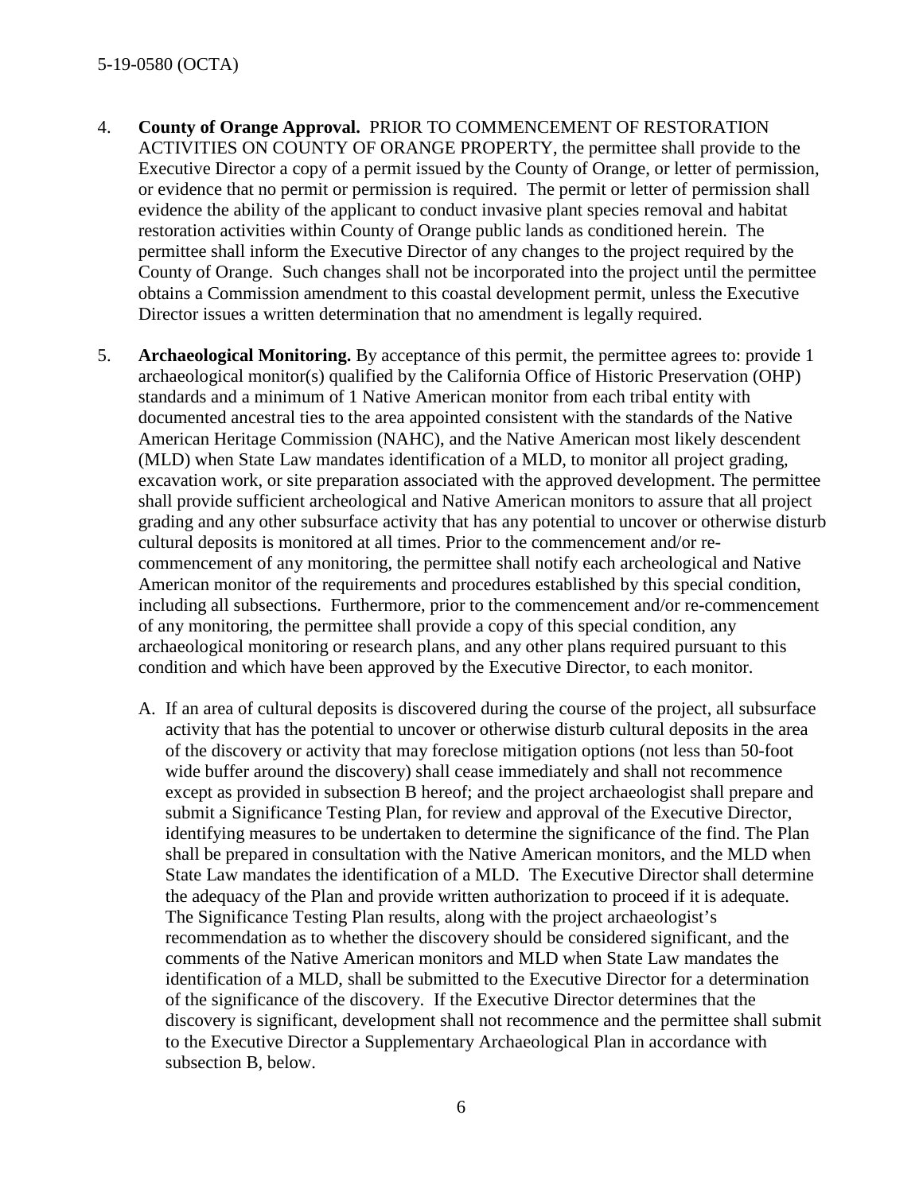4. **County of Orange Approval.** PRIOR TO COMMENCEMENT OF RESTORATION ACTIVITIES ON COUNTY OF ORANGE PROPERTY, the permittee shall provide to the Executive Director a copy of a permit issued by the County of Orange, or letter of permission, or evidence that no permit or permission is required. The permit or letter of permission shall evidence the ability of the applicant to conduct invasive plant species removal and habitat restoration activities within County of Orange public lands as conditioned herein. The permittee shall inform the Executive Director of any changes to the project required by the County of Orange. Such changes shall not be incorporated into the project until the permittee obtains a Commission amendment to this coastal development permit, unless the Executive Director issues a written determination that no amendment is legally required.

5. **Archaeological Monitoring.** By acceptance of this permit, the permittee agrees to: provide 1 archaeological monitor(s) qualified by the California Office of Historic Preservation (OHP) standards and a minimum of 1 Native American monitor from each tribal entity with documented ancestral ties to the area appointed consistent with the standards of the Native American Heritage Commission (NAHC), and the Native American most likely descendent (MLD) when State Law mandates identification of a MLD, to monitor all project grading, excavation work, or site preparation associated with the approved development. The permittee shall provide sufficient archeological and Native American monitors to assure that all project grading and any other subsurface activity that has any potential to uncover or otherwise disturb cultural deposits is monitored at all times. Prior to the commencement and/or re-commencement of any monitoring, the permittee shall notify each archeological and Native American monitor of the requirements and procedures established by this special condition, including all subsections. Furthermore, prior to the commencement and/or re-commencement of any monitoring, the permittee shall provide a copy of this special condition, any archaeological monitoring or research plans, and any other plans required pursuant to this condition and which have been approved by the Executive Director, to each monitor.

   A. If an area of cultural deposits is discovered during the course of the project, all subsurface activity that has the potential to uncover or otherwise disturb cultural deposits in the area of the discovery or activity that may foreclose mitigation options (not less than 50-foot wide buffer around the discovery) shall cease immediately and shall not recommence except as provided in subsection B hereof; and the project archaeologist shall prepare and submit a Significance Testing Plan, for review and approval of the Executive Director, identifying measures to be undertaken to determine the significance of the find. The Plan shall be prepared in consultation with the Native American monitors, and the MLD when State Law mandates the identification of a MLD. The Executive Director shall determine the adequacy of the Plan and provide written authorization to proceed if it is adequate. The Significance Testing Plan results, along with the project archaeologist's recommendation as to whether the discovery should be considered significant, and the comments of the Native American monitors and MLD when State Law mandates the identification of a MLD, shall be submitted to the Executive Director for a determination of the significance of the discovery. If the Executive Director determines that the discovery is significant, development shall not recommence and the permittee shall submit to the Executive Director a Supplementary Archaeological Plan in accordance with subsection B, below.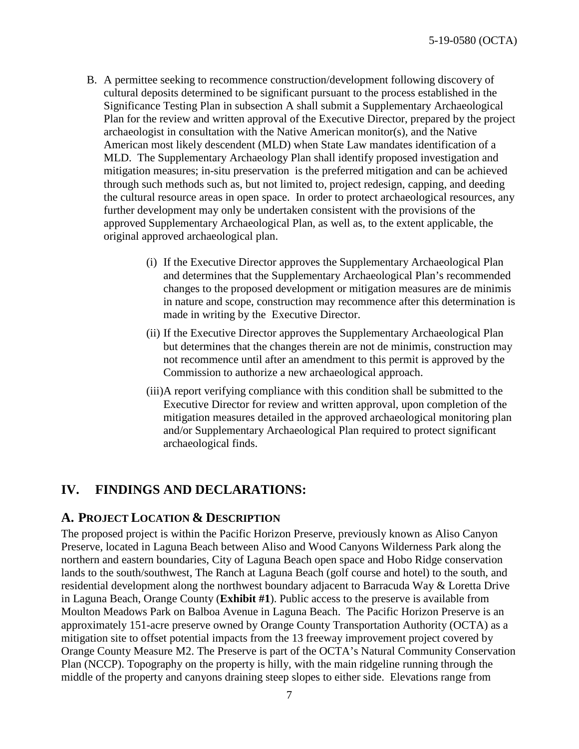B. A permittee seeking to recommence construction/development following discovery of cultural deposits determined to be significant pursuant to the process established in the Significance Testing Plan in subsection A shall submit a Supplementary Archaeological Plan for the review and written approval of the Executive Director, prepared by the project archaeologist in consultation with the Native American monitor(s), and the Native American most likely descendent (MLD) when State Law mandates identification of a MLD. The Supplementary Archaeology Plan shall identify proposed investigation and mitigation measures; in-situ preservation is the preferred mitigation and can be achieved through such methods such as, but not limited to, project redesign, capping, and deeding the cultural resource areas in open space. In order to protect archaeological resources, any further development may only be undertaken consistent with the provisions of the approved Supplementary Archaeological Plan, as well as, to the extent applicable, the original approved archaeological plan.

   (i) If the Executive Director approves the Supplementary Archaeological Plan and determines that the Supplementary Archaeological Plan's recommended changes to the proposed development or mitigation measures are de minimis in nature and scope, construction may recommence after this determination is made in writing by the Executive Director.

   (ii) If the Executive Director approves the Supplementary Archaeological Plan but determines that the changes therein are not de minimis, construction may not recommence until after an amendment to this permit is approved by the Commission to authorize a new archaeological approach.

   (iii) A report verifying compliance with this condition shall be submitted to the Executive Director for review and written approval, upon completion of the mitigation measures detailed in the approved archaeological monitoring plan and/or Supplementary Archaeological Plan required to protect significant archaeological finds.

## IV. FINDINGS AND DECLARATIONS:

### A. PROJECT LOCATION & DESCRIPTION

The proposed project is within the Pacific Horizon Preserve, previously known as Aliso Canyon Preserve, located in Laguna Beach between Aliso and Wood Canyons Wilderness Park along the northern and eastern boundaries, City of Laguna Beach open space and Hobo Ridge conservation lands to the south/southwest, The Ranch at Laguna Beach (golf course and hotel) to the south, and residential development along the northwest boundary adjacent to Barracuda Way & Loretta Drive in Laguna Beach, Orange County (**Exhibit #1**). Public access to the preserve is available from Moulton Meadows Park on Balboa Avenue in Laguna Beach. The Pacific Horizon Preserve is an approximately 151-acre preserve owned by Orange County Transportation Authority (OCTA) as a mitigation site to offset potential impacts from the 13 freeway improvement project covered by Orange County Measure M2. The Preserve is part of the OCTA's Natural Community Conservation Plan (NCCP). Topography on the property is hilly, with the main ridgeline running through the middle of the property and canyons draining steep slopes to either side. Elevations range from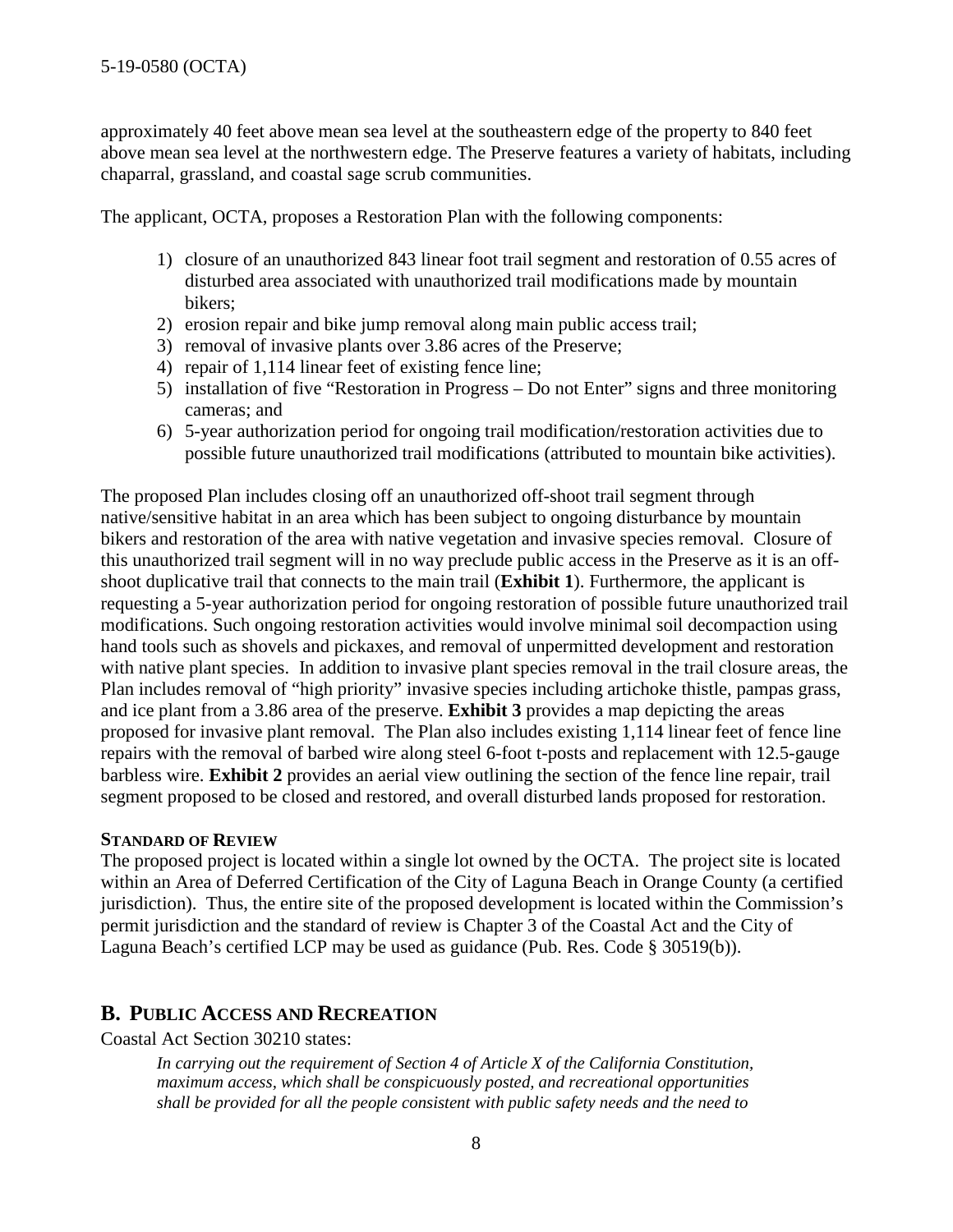approximately 40 feet above mean sea level at the southeastern edge of the property to 840 feet above mean sea level at the northwestern edge. The Preserve features a variety of habitats, including chaparral, grassland, and coastal sage scrub communities.

The applicant, OCTA, proposes a Restoration Plan with the following components:

1) closure of an unauthorized 843 linear foot trail segment and restoration of 0.55 acres of disturbed area associated with unauthorized trail modifications made by mountain bikers;
2) erosion repair and bike jump removal along main public access trail;
3) removal of invasive plants over 3.86 acres of the Preserve;
4) repair of 1,114 linear feet of existing fence line;
5) installation of five "Restoration in Progress – Do not Enter" signs and three monitoring cameras; and
6) 5-year authorization period for ongoing trail modification/restoration activities due to possible future unauthorized trail modifications (attributed to mountain bike activities).

The proposed Plan includes closing off an unauthorized off-shoot trail segment through native/sensitive habitat in an area which has been subject to ongoing disturbance by mountain bikers and restoration of the area with native vegetation and invasive species removal. Closure of this unauthorized trail segment will in no way preclude public access in the Preserve as it is an off-shoot duplicative trail that connects to the main trail (**Exhibit 1**). Furthermore, the applicant is requesting a 5-year authorization period for ongoing restoration of possible future unauthorized trail modifications. Such ongoing restoration activities would involve minimal soil decompaction using hand tools such as shovels and pickaxes, and removal of unpermitted development and restoration with native plant species. In addition to invasive plant species removal in the trail closure areas, the Plan includes removal of "high priority" invasive species including artichoke thistle, pampas grass, and ice plant from a 3.86 area of the preserve. **Exhibit 3** provides a map depicting the areas proposed for invasive plant removal. The Plan also includes existing 1,114 linear feet of fence line repairs with the removal of barbed wire along steel 6-foot t-posts and replacement with 12.5-gauge barbless wire. **Exhibit 2** provides an aerial view outlining the section of the fence line repair, trail segment proposed to be closed and restored, and overall disturbed lands proposed for restoration.

**STANDARD OF REVIEW**

The proposed project is located within a single lot owned by the OCTA. The project site is located within an Area of Deferred Certification of the City of Laguna Beach in Orange County (a certified jurisdiction). Thus, the entire site of the proposed development is located within the Commission's permit jurisdiction and the standard of review is Chapter 3 of the Coastal Act and the City of Laguna Beach's certified LCP may be used as guidance (Pub. Res. Code § 30519(b)).

## B. PUBLIC ACCESS AND RECREATION

Coastal Act Section 30210 states:

> *In carrying out the requirement of Section 4 of Article X of the California Constitution, maximum access, which shall be conspicuously posted, and recreational opportunities shall be provided for all the people consistent with public safety needs and the need to*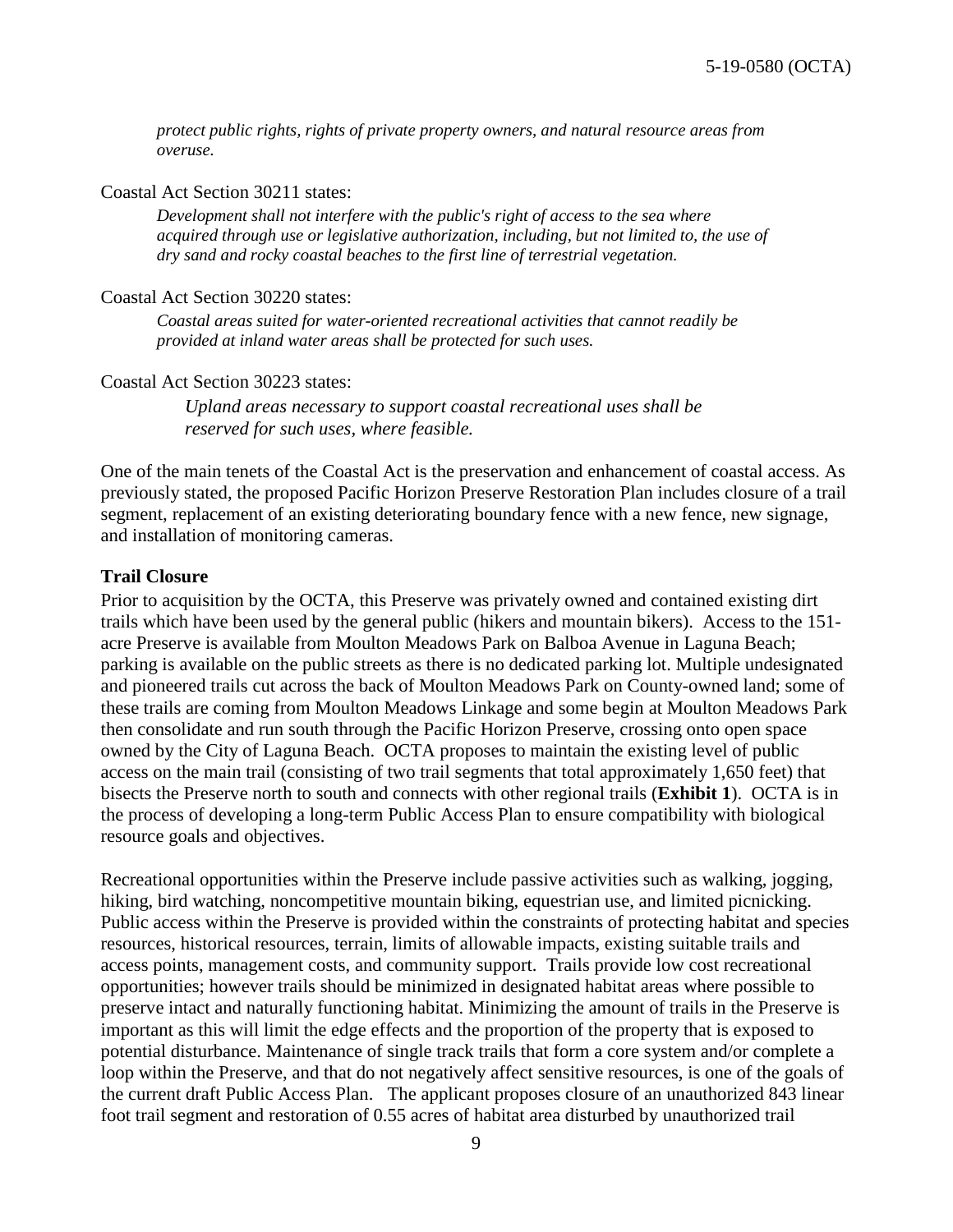*protect public rights, rights of private property owners, and natural resource areas from overuse.*

Coastal Act Section 30211 states:

> *Development shall not interfere with the public's right of access to the sea where acquired through use or legislative authorization, including, but not limited to, the use of dry sand and rocky coastal beaches to the first line of terrestrial vegetation.*

Coastal Act Section 30220 states:

> *Coastal areas suited for water-oriented recreational activities that cannot readily be provided at inland water areas shall be protected for such uses.*

Coastal Act Section 30223 states:

> *Upland areas necessary to support coastal recreational uses shall be reserved for such uses, where feasible.*

One of the main tenets of the Coastal Act is the preservation and enhancement of coastal access. As previously stated, the proposed Pacific Horizon Preserve Restoration Plan includes closure of a trail segment, replacement of an existing deteriorating boundary fence with a new fence, new signage, and installation of monitoring cameras.

**Trail Closure**

Prior to acquisition by the OCTA, this Preserve was privately owned and contained existing dirt trails which have been used by the general public (hikers and mountain bikers). Access to the 151-acre Preserve is available from Moulton Meadows Park on Balboa Avenue in Laguna Beach; parking is available on the public streets as there is no dedicated parking lot. Multiple undesignated and pioneered trails cut across the back of Moulton Meadows Park on County-owned land; some of these trails are coming from Moulton Meadows Linkage and some begin at Moulton Meadows Park then consolidate and run south through the Pacific Horizon Preserve, crossing onto open space owned by the City of Laguna Beach. OCTA proposes to maintain the existing level of public access on the main trail (consisting of two trail segments that total approximately 1,650 feet) that bisects the Preserve north to south and connects with other regional trails (**Exhibit 1**). OCTA is in the process of developing a long-term Public Access Plan to ensure compatibility with biological resource goals and objectives.

Recreational opportunities within the Preserve include passive activities such as walking, jogging, hiking, bird watching, noncompetitive mountain biking, equestrian use, and limited picnicking. Public access within the Preserve is provided within the constraints of protecting habitat and species resources, historical resources, terrain, limits of allowable impacts, existing suitable trails and access points, management costs, and community support. Trails provide low cost recreational opportunities; however trails should be minimized in designated habitat areas where possible to preserve intact and naturally functioning habitat. Minimizing the amount of trails in the Preserve is important as this will limit the edge effects and the proportion of the property that is exposed to potential disturbance. Maintenance of single track trails that form a core system and/or complete a loop within the Preserve, and that do not negatively affect sensitive resources, is one of the goals of the current draft Public Access Plan. The applicant proposes closure of an unauthorized 843 linear foot trail segment and restoration of 0.55 acres of habitat area disturbed by unauthorized trail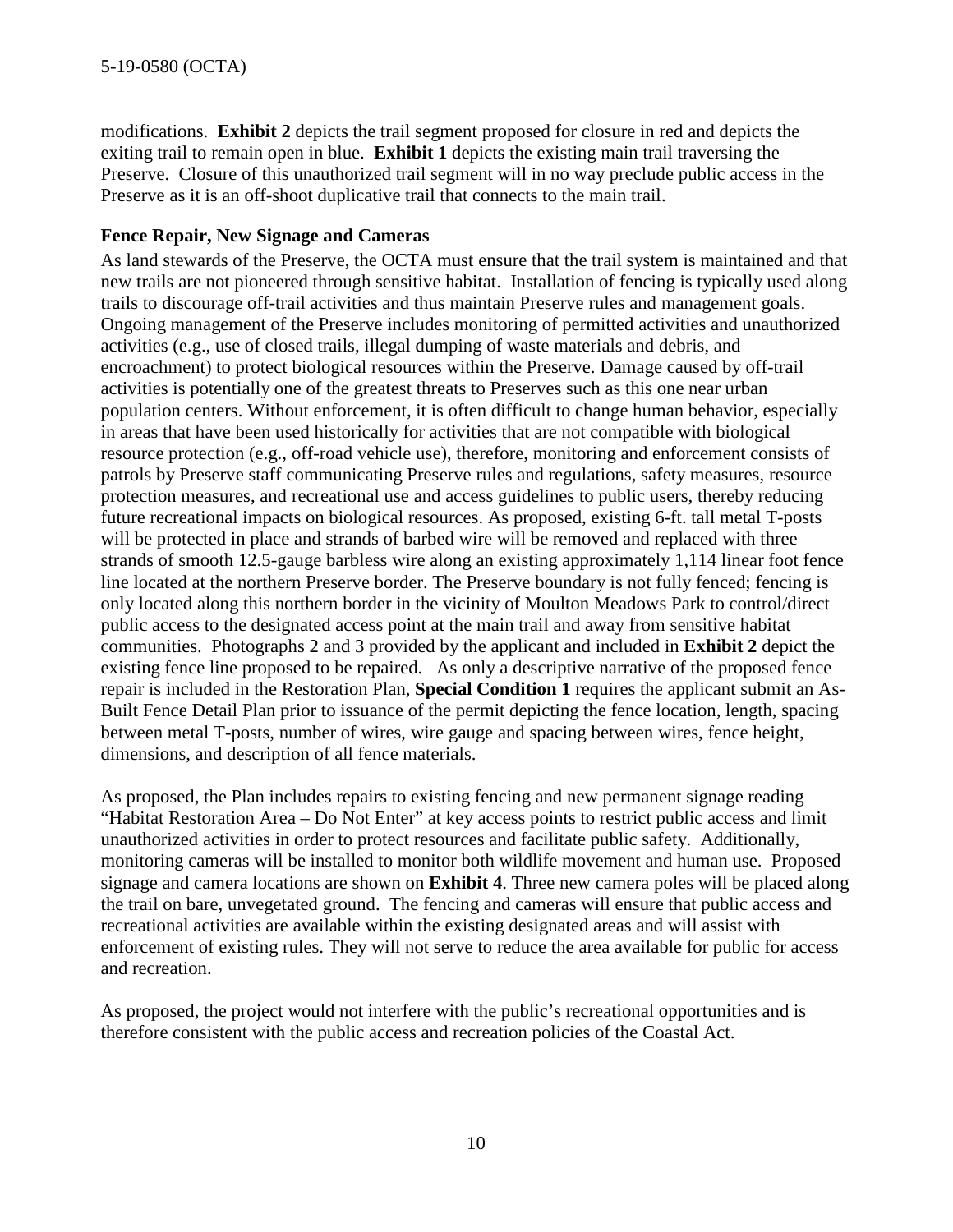modifications. **Exhibit 2** depicts the trail segment proposed for closure in red and depicts the exiting trail to remain open in blue. **Exhibit 1** depicts the existing main trail traversing the Preserve. Closure of this unauthorized trail segment will in no way preclude public access in the Preserve as it is an off-shoot duplicative trail that connects to the main trail.

**Fence Repair, New Signage and Cameras**

As land stewards of the Preserve, the OCTA must ensure that the trail system is maintained and that new trails are not pioneered through sensitive habitat. Installation of fencing is typically used along trails to discourage off-trail activities and thus maintain Preserve rules and management goals. Ongoing management of the Preserve includes monitoring of permitted activities and unauthorized activities (e.g., use of closed trails, illegal dumping of waste materials and debris, and encroachment) to protect biological resources within the Preserve. Damage caused by off-trail activities is potentially one of the greatest threats to Preserves such as this one near urban population centers. Without enforcement, it is often difficult to change human behavior, especially in areas that have been used historically for activities that are not compatible with biological resource protection (e.g., off-road vehicle use), therefore, monitoring and enforcement consists of patrols by Preserve staff communicating Preserve rules and regulations, safety measures, resource protection measures, and recreational use and access guidelines to public users, thereby reducing future recreational impacts on biological resources. As proposed, existing 6-ft. tall metal T-posts will be protected in place and strands of barbed wire will be removed and replaced with three strands of smooth 12.5-gauge barbless wire along an existing approximately 1,114 linear foot fence line located at the northern Preserve border. The Preserve boundary is not fully fenced; fencing is only located along this northern border in the vicinity of Moulton Meadows Park to control/direct public access to the designated access point at the main trail and away from sensitive habitat communities. Photographs 2 and 3 provided by the applicant and included in **Exhibit 2** depict the existing fence line proposed to be repaired. As only a descriptive narrative of the proposed fence repair is included in the Restoration Plan, **Special Condition 1** requires the applicant submit an As-Built Fence Detail Plan prior to issuance of the permit depicting the fence location, length, spacing between metal T-posts, number of wires, wire gauge and spacing between wires, fence height, dimensions, and description of all fence materials.

As proposed, the Plan includes repairs to existing fencing and new permanent signage reading "Habitat Restoration Area – Do Not Enter" at key access points to restrict public access and limit unauthorized activities in order to protect resources and facilitate public safety. Additionally, monitoring cameras will be installed to monitor both wildlife movement and human use. Proposed signage and camera locations are shown on **Exhibit 4**. Three new camera poles will be placed along the trail on bare, unvegetated ground. The fencing and cameras will ensure that public access and recreational activities are available within the existing designated areas and will assist with enforcement of existing rules. They will not serve to reduce the area available for public for access and recreation.

As proposed, the project would not interfere with the public's recreational opportunities and is therefore consistent with the public access and recreation policies of the Coastal Act.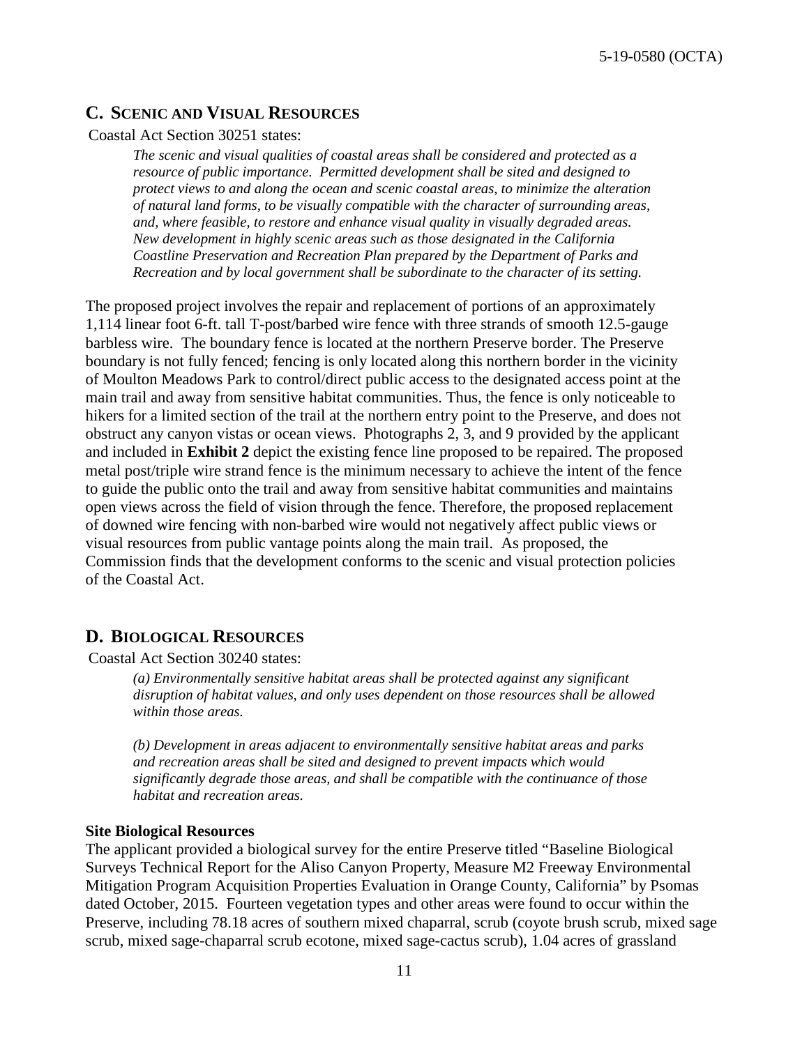## C. SCENIC AND VISUAL RESOURCES

Coastal Act Section 30251 states:

> *The scenic and visual qualities of coastal areas shall be considered and protected as a resource of public importance. Permitted development shall be sited and designed to protect views to and along the ocean and scenic coastal areas, to minimize the alteration of natural land forms, to be visually compatible with the character of surrounding areas, and, where feasible, to restore and enhance visual quality in visually degraded areas. New development in highly scenic areas such as those designated in the California Coastline Preservation and Recreation Plan prepared by the Department of Parks and Recreation and by local government shall be subordinate to the character of its setting.*

The proposed project involves the repair and replacement of portions of an approximately 1,114 linear foot 6-ft. tall T-post/barbed wire fence with three strands of smooth 12.5-gauge barbless wire. The boundary fence is located at the northern Preserve border. The Preserve boundary is not fully fenced; fencing is only located along this northern border in the vicinity of Moulton Meadows Park to control/direct public access to the designated access point at the main trail and away from sensitive habitat communities. Thus, the fence is only noticeable to hikers for a limited section of the trail at the northern entry point to the Preserve, and does not obstruct any canyon vistas or ocean views. Photographs 2, 3, and 9 provided by the applicant and included in **Exhibit 2** depict the existing fence line proposed to be repaired. The proposed metal post/triple wire strand fence is the minimum necessary to achieve the intent of the fence to guide the public onto the trail and away from sensitive habitat communities and maintains open views across the field of vision through the fence. Therefore, the proposed replacement of downed wire fencing with non-barbed wire would not negatively affect public views or visual resources from public vantage points along the main trail. As proposed, the Commission finds that the development conforms to the scenic and visual protection policies of the Coastal Act.

## D. BIOLOGICAL RESOURCES

Coastal Act Section 30240 states:

> *(a) Environmentally sensitive habitat areas shall be protected against any significant disruption of habitat values, and only uses dependent on those resources shall be allowed within those areas.*
>
> *(b) Development in areas adjacent to environmentally sensitive habitat areas and parks and recreation areas shall be sited and designed to prevent impacts which would significantly degrade those areas, and shall be compatible with the continuance of those habitat and recreation areas.*

**Site Biological Resources**

The applicant provided a biological survey for the entire Preserve titled "Baseline Biological Surveys Technical Report for the Aliso Canyon Property, Measure M2 Freeway Environmental Mitigation Program Acquisition Properties Evaluation in Orange County, California" by Psomas dated October, 2015. Fourteen vegetation types and other areas were found to occur within the Preserve, including 78.18 acres of southern mixed chaparral, scrub (coyote brush scrub, mixed sage scrub, mixed sage-chaparral scrub ecotone, mixed sage-cactus scrub), 1.04 acres of grassland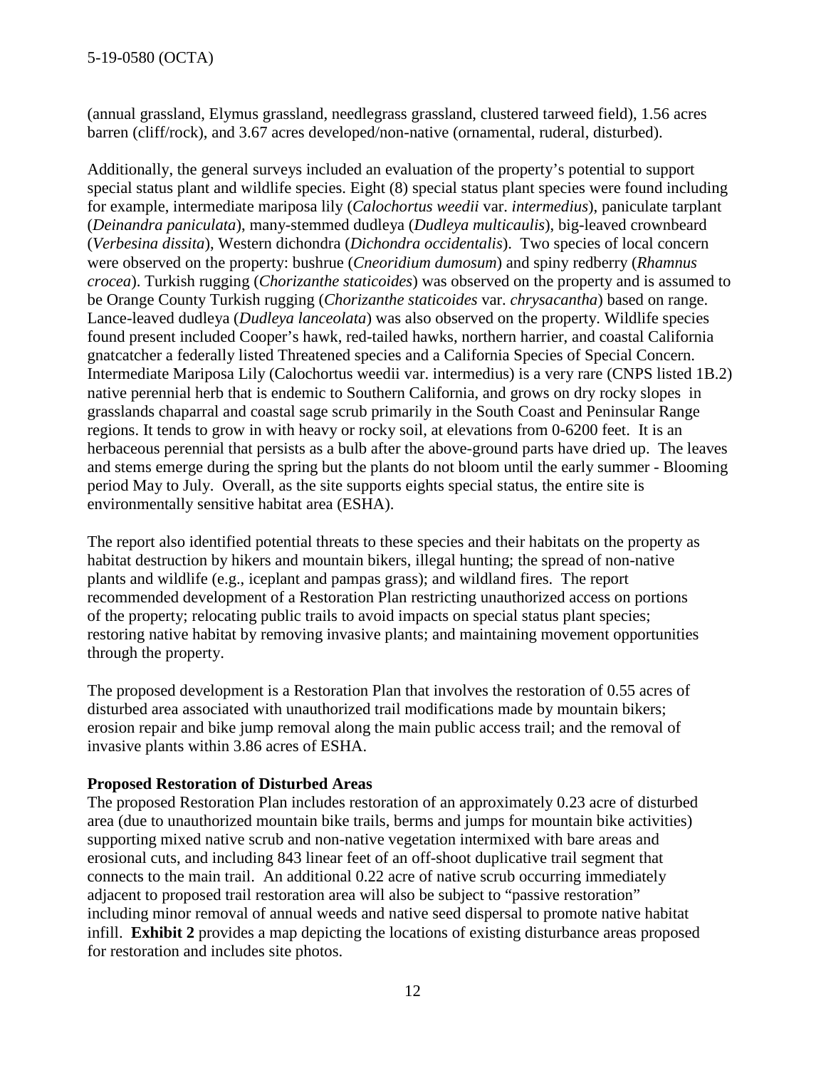(annual grassland, Elymus grassland, needlegrass grassland, clustered tarweed field), 1.56 acres barren (cliff/rock), and 3.67 acres developed/non-native (ornamental, ruderal, disturbed).

Additionally, the general surveys included an evaluation of the property's potential to support special status plant and wildlife species. Eight (8) special status plant species were found including for example, intermediate mariposa lily (*Calochortus weedii* var. *intermedius*), paniculate tarplant (*Deinandra paniculata*), many-stemmed dudleya (*Dudleya multicaulis*), big-leaved crownbeard (*Verbesina dissita*), Western dichondra (*Dichondra occidentalis*). Two species of local concern were observed on the property: bushrue (*Cneoridium dumosum*) and spiny redberry (*Rhamnus crocea*). Turkish rugging (*Chorizanthe staticoides*) was observed on the property and is assumed to be Orange County Turkish rugging (*Chorizanthe staticoides* var. *chrysacantha*) based on range. Lance-leaved dudleya (*Dudleya lanceolata*) was also observed on the property. Wildlife species found present included Cooper's hawk, red-tailed hawks, northern harrier, and coastal California gnatcatcher a federally listed Threatened species and a California Species of Special Concern. Intermediate Mariposa Lily (Calochortus weedii var. intermedius) is a very rare (CNPS listed 1B.2) native perennial herb that is endemic to Southern California, and grows on dry rocky slopes in grasslands chaparral and coastal sage scrub primarily in the South Coast and Peninsular Range regions. It tends to grow in with heavy or rocky soil, at elevations from 0-6200 feet. It is an herbaceous perennial that persists as a bulb after the above-ground parts have dried up. The leaves and stems emerge during the spring but the plants do not bloom until the early summer - Blooming period May to July. Overall, as the site supports eights special status, the entire site is environmentally sensitive habitat area (ESHA).

The report also identified potential threats to these species and their habitats on the property as habitat destruction by hikers and mountain bikers, illegal hunting; the spread of non-native plants and wildlife (e.g., iceplant and pampas grass); and wildland fires. The report recommended development of a Restoration Plan restricting unauthorized access on portions of the property; relocating public trails to avoid impacts on special status plant species; restoring native habitat by removing invasive plants; and maintaining movement opportunities through the property.

The proposed development is a Restoration Plan that involves the restoration of 0.55 acres of disturbed area associated with unauthorized trail modifications made by mountain bikers; erosion repair and bike jump removal along the main public access trail; and the removal of invasive plants within 3.86 acres of ESHA.

**Proposed Restoration of Disturbed Areas**

The proposed Restoration Plan includes restoration of an approximately 0.23 acre of disturbed area (due to unauthorized mountain bike trails, berms and jumps for mountain bike activities) supporting mixed native scrub and non-native vegetation intermixed with bare areas and erosional cuts, and including 843 linear feet of an off-shoot duplicative trail segment that connects to the main trail. An additional 0.22 acre of native scrub occurring immediately adjacent to proposed trail restoration area will also be subject to "passive restoration" including minor removal of annual weeds and native seed dispersal to promote native habitat infill. **Exhibit 2** provides a map depicting the locations of existing disturbance areas proposed for restoration and includes site photos.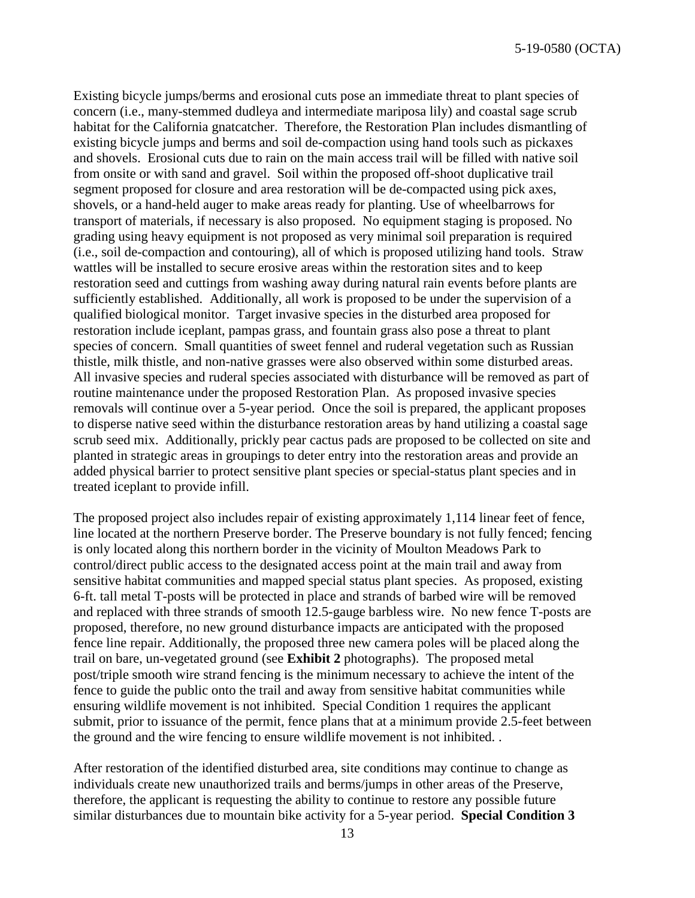Existing bicycle jumps/berms and erosional cuts pose an immediate threat to plant species of concern (i.e., many-stemmed dudleya and intermediate mariposa lily) and coastal sage scrub habitat for the California gnatcatcher. Therefore, the Restoration Plan includes dismantling of existing bicycle jumps and berms and soil de-compaction using hand tools such as pickaxes and shovels. Erosional cuts due to rain on the main access trail will be filled with native soil from onsite or with sand and gravel. Soil within the proposed off-shoot duplicative trail segment proposed for closure and area restoration will be de-compacted using pick axes, shovels, or a hand-held auger to make areas ready for planting. Use of wheelbarrows for transport of materials, if necessary is also proposed. No equipment staging is proposed. No grading using heavy equipment is not proposed as very minimal soil preparation is required (i.e., soil de-compaction and contouring), all of which is proposed utilizing hand tools. Straw wattles will be installed to secure erosive areas within the restoration sites and to keep restoration seed and cuttings from washing away during natural rain events before plants are sufficiently established. Additionally, all work is proposed to be under the supervision of a qualified biological monitor. Target invasive species in the disturbed area proposed for restoration include iceplant, pampas grass, and fountain grass also pose a threat to plant species of concern. Small quantities of sweet fennel and ruderal vegetation such as Russian thistle, milk thistle, and non-native grasses were also observed within some disturbed areas. All invasive species and ruderal species associated with disturbance will be removed as part of routine maintenance under the proposed Restoration Plan. As proposed invasive species removals will continue over a 5-year period. Once the soil is prepared, the applicant proposes to disperse native seed within the disturbance restoration areas by hand utilizing a coastal sage scrub seed mix. Additionally, prickly pear cactus pads are proposed to be collected on site and planted in strategic areas in groupings to deter entry into the restoration areas and provide an added physical barrier to protect sensitive plant species or special-status plant species and in treated iceplant to provide infill.

The proposed project also includes repair of existing approximately 1,114 linear feet of fence, line located at the northern Preserve border. The Preserve boundary is not fully fenced; fencing is only located along this northern border in the vicinity of Moulton Meadows Park to control/direct public access to the designated access point at the main trail and away from sensitive habitat communities and mapped special status plant species. As proposed, existing 6-ft. tall metal T-posts will be protected in place and strands of barbed wire will be removed and replaced with three strands of smooth 12.5-gauge barbless wire. No new fence T-posts are proposed, therefore, no new ground disturbance impacts are anticipated with the proposed fence line repair. Additionally, the proposed three new camera poles will be placed along the trail on bare, un-vegetated ground (see **Exhibit 2** photographs). The proposed metal post/triple smooth wire strand fencing is the minimum necessary to achieve the intent of the fence to guide the public onto the trail and away from sensitive habitat communities while ensuring wildlife movement is not inhibited. Special Condition 1 requires the applicant submit, prior to issuance of the permit, fence plans that at a minimum provide 2.5-feet between the ground and the wire fencing to ensure wildlife movement is not inhibited. .

After restoration of the identified disturbed area, site conditions may continue to change as individuals create new unauthorized trails and berms/jumps in other areas of the Preserve, therefore, the applicant is requesting the ability to continue to restore any possible future similar disturbances due to mountain bike activity for a 5-year period. **Special Condition 3**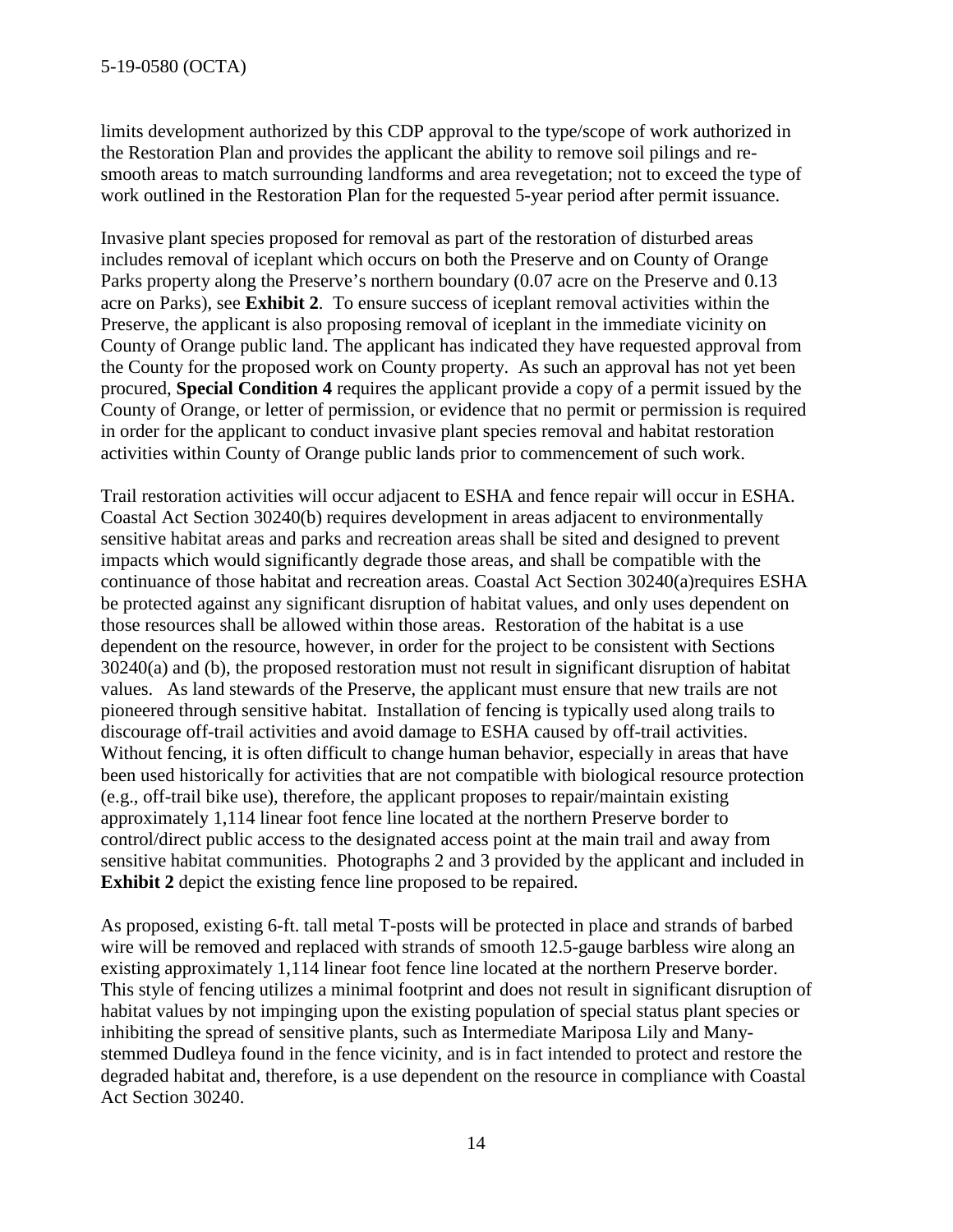limits development authorized by this CDP approval to the type/scope of work authorized in the Restoration Plan and provides the applicant the ability to remove soil pilings and re-smooth areas to match surrounding landforms and area revegetation; not to exceed the type of work outlined in the Restoration Plan for the requested 5-year period after permit issuance.

Invasive plant species proposed for removal as part of the restoration of disturbed areas includes removal of iceplant which occurs on both the Preserve and on County of Orange Parks property along the Preserve's northern boundary (0.07 acre on the Preserve and 0.13 acre on Parks), see **Exhibit 2**. To ensure success of iceplant removal activities within the Preserve, the applicant is also proposing removal of iceplant in the immediate vicinity on County of Orange public land. The applicant has indicated they have requested approval from the County for the proposed work on County property. As such an approval has not yet been procured, **Special Condition 4** requires the applicant provide a copy of a permit issued by the County of Orange, or letter of permission, or evidence that no permit or permission is required in order for the applicant to conduct invasive plant species removal and habitat restoration activities within County of Orange public lands prior to commencement of such work.

Trail restoration activities will occur adjacent to ESHA and fence repair will occur in ESHA. Coastal Act Section 30240(b) requires development in areas adjacent to environmentally sensitive habitat areas and parks and recreation areas shall be sited and designed to prevent impacts which would significantly degrade those areas, and shall be compatible with the continuance of those habitat and recreation areas. Coastal Act Section 30240(a)requires ESHA be protected against any significant disruption of habitat values, and only uses dependent on those resources shall be allowed within those areas. Restoration of the habitat is a use dependent on the resource, however, in order for the project to be consistent with Sections 30240(a) and (b), the proposed restoration must not result in significant disruption of habitat values. As land stewards of the Preserve, the applicant must ensure that new trails are not pioneered through sensitive habitat. Installation of fencing is typically used along trails to discourage off-trail activities and avoid damage to ESHA caused by off-trail activities. Without fencing, it is often difficult to change human behavior, especially in areas that have been used historically for activities that are not compatible with biological resource protection (e.g., off-trail bike use), therefore, the applicant proposes to repair/maintain existing approximately 1,114 linear foot fence line located at the northern Preserve border to control/direct public access to the designated access point at the main trail and away from sensitive habitat communities. Photographs 2 and 3 provided by the applicant and included in **Exhibit 2** depict the existing fence line proposed to be repaired.

As proposed, existing 6-ft. tall metal T-posts will be protected in place and strands of barbed wire will be removed and replaced with strands of smooth 12.5-gauge barbless wire along an existing approximately 1,114 linear foot fence line located at the northern Preserve border. This style of fencing utilizes a minimal footprint and does not result in significant disruption of habitat values by not impinging upon the existing population of special status plant species or inhibiting the spread of sensitive plants, such as Intermediate Mariposa Lily and Many-stemmed Dudleya found in the fence vicinity, and is in fact intended to protect and restore the degraded habitat and, therefore, is a use dependent on the resource in compliance with Coastal Act Section 30240.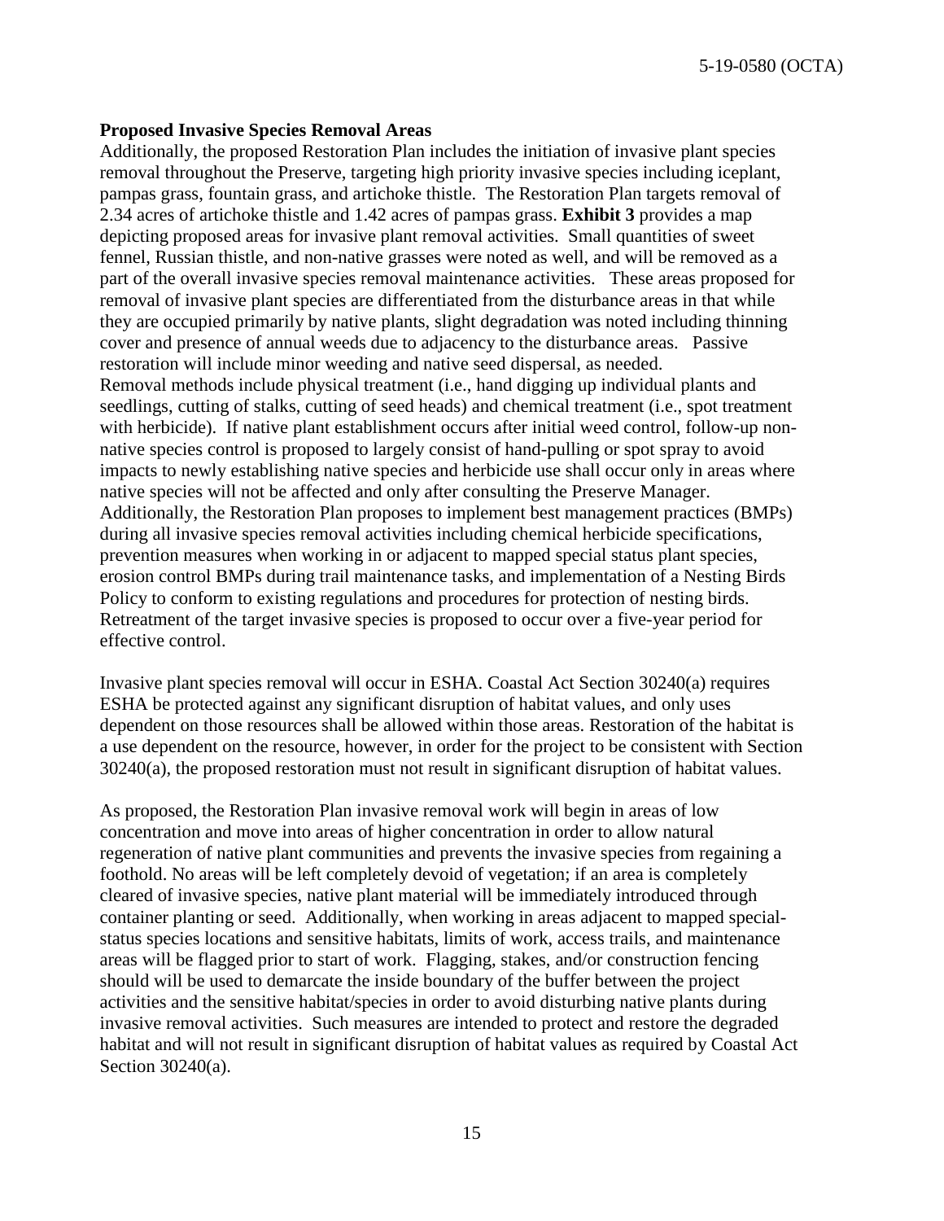**Proposed Invasive Species Removal Areas**

Additionally, the proposed Restoration Plan includes the initiation of invasive plant species removal throughout the Preserve, targeting high priority invasive species including iceplant, pampas grass, fountain grass, and artichoke thistle. The Restoration Plan targets removal of 2.34 acres of artichoke thistle and 1.42 acres of pampas grass. **Exhibit 3** provides a map depicting proposed areas for invasive plant removal activities. Small quantities of sweet fennel, Russian thistle, and non-native grasses were noted as well, and will be removed as a part of the overall invasive species removal maintenance activities. These areas proposed for removal of invasive plant species are differentiated from the disturbance areas in that while they are occupied primarily by native plants, slight degradation was noted including thinning cover and presence of annual weeds due to adjacency to the disturbance areas. Passive restoration will include minor weeding and native seed dispersal, as needed.
Removal methods include physical treatment (i.e., hand digging up individual plants and seedlings, cutting of stalks, cutting of seed heads) and chemical treatment (i.e., spot treatment with herbicide). If native plant establishment occurs after initial weed control, follow-up non-native species control is proposed to largely consist of hand-pulling or spot spray to avoid impacts to newly establishing native species and herbicide use shall occur only in areas where native species will not be affected and only after consulting the Preserve Manager. Additionally, the Restoration Plan proposes to implement best management practices (BMPs) during all invasive species removal activities including chemical herbicide specifications, prevention measures when working in or adjacent to mapped special status plant species, erosion control BMPs during trail maintenance tasks, and implementation of a Nesting Birds Policy to conform to existing regulations and procedures for protection of nesting birds. Retreatment of the target invasive species is proposed to occur over a five-year period for effective control.

Invasive plant species removal will occur in ESHA. Coastal Act Section 30240(a) requires ESHA be protected against any significant disruption of habitat values, and only uses dependent on those resources shall be allowed within those areas. Restoration of the habitat is a use dependent on the resource, however, in order for the project to be consistent with Section 30240(a), the proposed restoration must not result in significant disruption of habitat values.

As proposed, the Restoration Plan invasive removal work will begin in areas of low concentration and move into areas of higher concentration in order to allow natural regeneration of native plant communities and prevents the invasive species from regaining a foothold. No areas will be left completely devoid of vegetation; if an area is completely cleared of invasive species, native plant material will be immediately introduced through container planting or seed. Additionally, when working in areas adjacent to mapped special-status species locations and sensitive habitats, limits of work, access trails, and maintenance areas will be flagged prior to start of work. Flagging, stakes, and/or construction fencing should will be used to demarcate the inside boundary of the buffer between the project activities and the sensitive habitat/species in order to avoid disturbing native plants during invasive removal activities. Such measures are intended to protect and restore the degraded habitat and will not result in significant disruption of habitat values as required by Coastal Act Section 30240(a).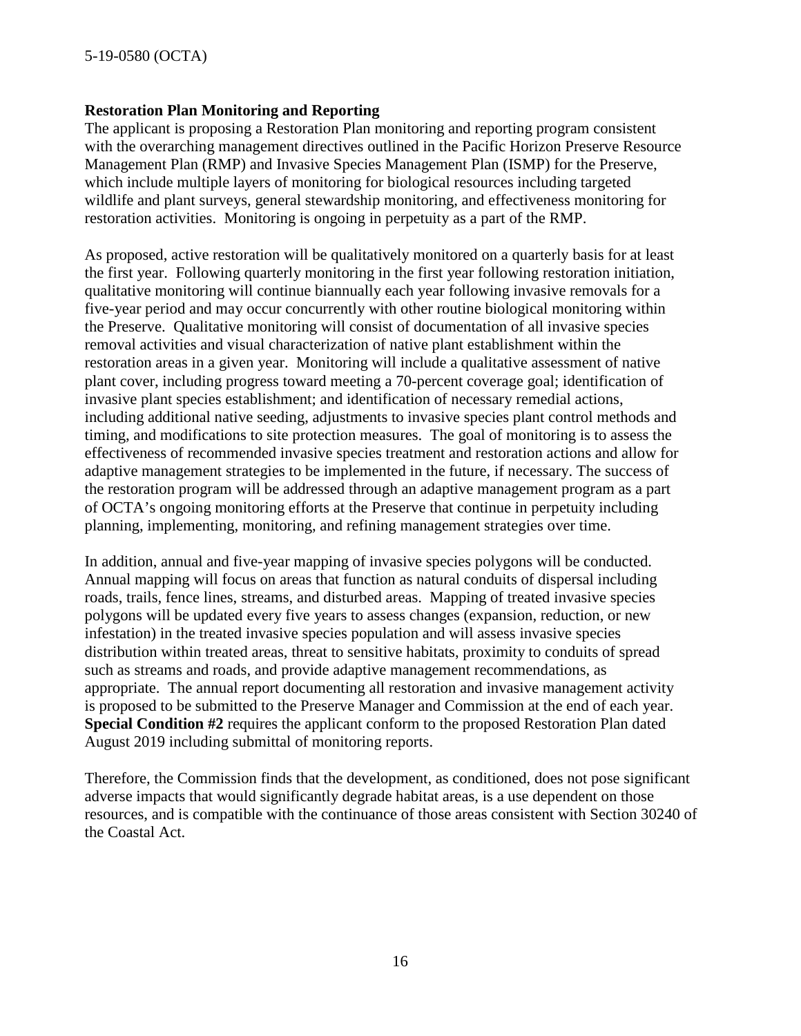**Restoration Plan Monitoring and Reporting**

The applicant is proposing a Restoration Plan monitoring and reporting program consistent with the overarching management directives outlined in the Pacific Horizon Preserve Resource Management Plan (RMP) and Invasive Species Management Plan (ISMP) for the Preserve, which include multiple layers of monitoring for biological resources including targeted wildlife and plant surveys, general stewardship monitoring, and effectiveness monitoring for restoration activities. Monitoring is ongoing in perpetuity as a part of the RMP.

As proposed, active restoration will be qualitatively monitored on a quarterly basis for at least the first year. Following quarterly monitoring in the first year following restoration initiation, qualitative monitoring will continue biannually each year following invasive removals for a five-year period and may occur concurrently with other routine biological monitoring within the Preserve. Qualitative monitoring will consist of documentation of all invasive species removal activities and visual characterization of native plant establishment within the restoration areas in a given year. Monitoring will include a qualitative assessment of native plant cover, including progress toward meeting a 70-percent coverage goal; identification of invasive plant species establishment; and identification of necessary remedial actions, including additional native seeding, adjustments to invasive species plant control methods and timing, and modifications to site protection measures. The goal of monitoring is to assess the effectiveness of recommended invasive species treatment and restoration actions and allow for adaptive management strategies to be implemented in the future, if necessary. The success of the restoration program will be addressed through an adaptive management program as a part of OCTA's ongoing monitoring efforts at the Preserve that continue in perpetuity including planning, implementing, monitoring, and refining management strategies over time.

In addition, annual and five-year mapping of invasive species polygons will be conducted. Annual mapping will focus on areas that function as natural conduits of dispersal including roads, trails, fence lines, streams, and disturbed areas. Mapping of treated invasive species polygons will be updated every five years to assess changes (expansion, reduction, or new infestation) in the treated invasive species population and will assess invasive species distribution within treated areas, threat to sensitive habitats, proximity to conduits of spread such as streams and roads, and provide adaptive management recommendations, as appropriate. The annual report documenting all restoration and invasive management activity is proposed to be submitted to the Preserve Manager and Commission at the end of each year. **Special Condition #2** requires the applicant conform to the proposed Restoration Plan dated August 2019 including submittal of monitoring reports.

Therefore, the Commission finds that the development, as conditioned, does not pose significant adverse impacts that would significantly degrade habitat areas, is a use dependent on those resources, and is compatible with the continuance of those areas consistent with Section 30240 of the Coastal Act.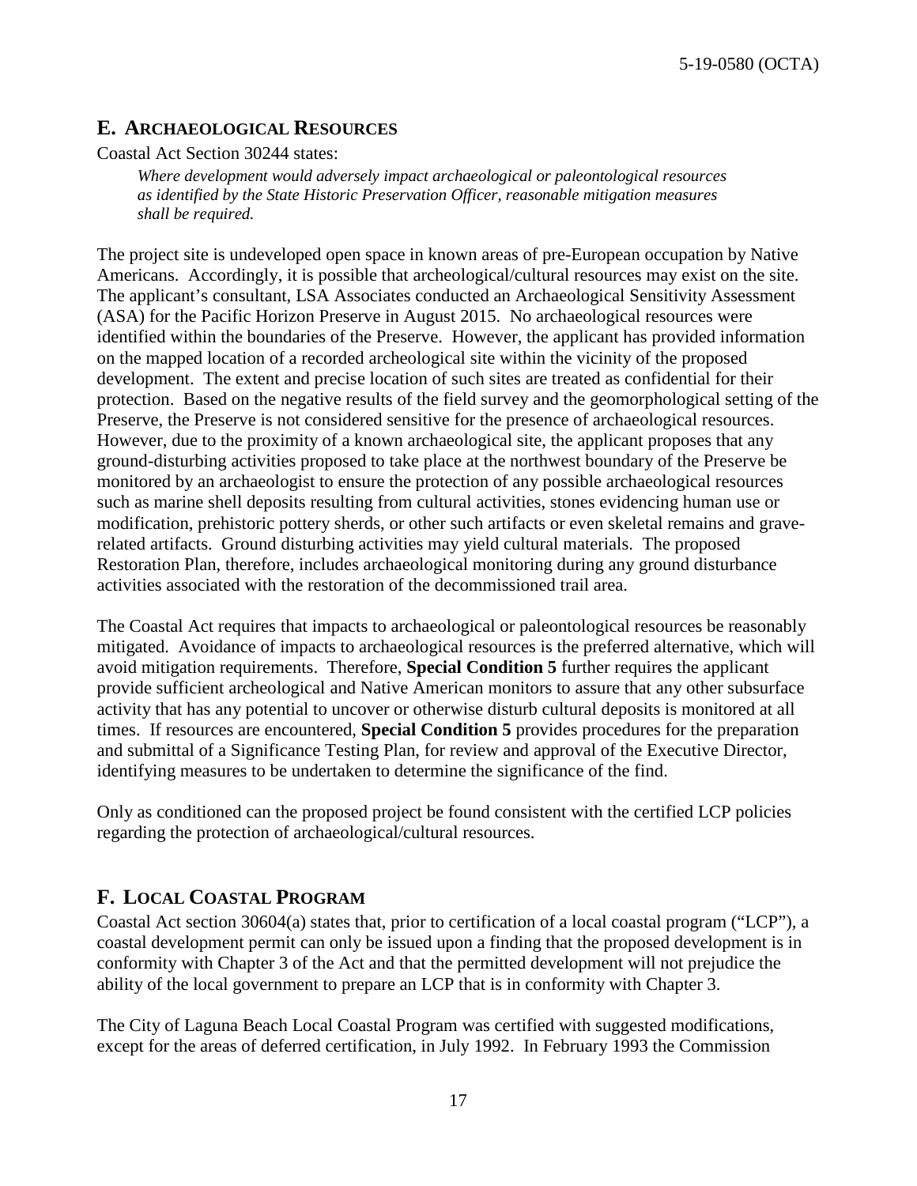## E. ARCHAEOLOGICAL RESOURCES

Coastal Act Section 30244 states:

> *Where development would adversely impact archaeological or paleontological resources as identified by the State Historic Preservation Officer, reasonable mitigation measures shall be required.*

The project site is undeveloped open space in known areas of pre-European occupation by Native Americans. Accordingly, it is possible that archeological/cultural resources may exist on the site. The applicant's consultant, LSA Associates conducted an Archaeological Sensitivity Assessment (ASA) for the Pacific Horizon Preserve in August 2015. No archaeological resources were identified within the boundaries of the Preserve. However, the applicant has provided information on the mapped location of a recorded archeological site within the vicinity of the proposed development. The extent and precise location of such sites are treated as confidential for their protection. Based on the negative results of the field survey and the geomorphological setting of the Preserve, the Preserve is not considered sensitive for the presence of archaeological resources. However, due to the proximity of a known archaeological site, the applicant proposes that any ground-disturbing activities proposed to take place at the northwest boundary of the Preserve be monitored by an archaeologist to ensure the protection of any possible archaeological resources such as marine shell deposits resulting from cultural activities, stones evidencing human use or modification, prehistoric pottery sherds, or other such artifacts or even skeletal remains and grave-related artifacts. Ground disturbing activities may yield cultural materials. The proposed Restoration Plan, therefore, includes archaeological monitoring during any ground disturbance activities associated with the restoration of the decommissioned trail area.

The Coastal Act requires that impacts to archaeological or paleontological resources be reasonably mitigated. Avoidance of impacts to archaeological resources is the preferred alternative, which will avoid mitigation requirements. Therefore, **Special Condition 5** further requires the applicant provide sufficient archeological and Native American monitors to assure that any other subsurface activity that has any potential to uncover or otherwise disturb cultural deposits is monitored at all times. If resources are encountered, **Special Condition 5** provides procedures for the preparation and submittal of a Significance Testing Plan, for review and approval of the Executive Director, identifying measures to be undertaken to determine the significance of the find.

Only as conditioned can the proposed project be found consistent with the certified LCP policies regarding the protection of archaeological/cultural resources.

## F. LOCAL COASTAL PROGRAM

Coastal Act section 30604(a) states that, prior to certification of a local coastal program ("LCP"), a coastal development permit can only be issued upon a finding that the proposed development is in conformity with Chapter 3 of the Act and that the permitted development will not prejudice the ability of the local government to prepare an LCP that is in conformity with Chapter 3.

The City of Laguna Beach Local Coastal Program was certified with suggested modifications, except for the areas of deferred certification, in July 1992. In February 1993 the Commission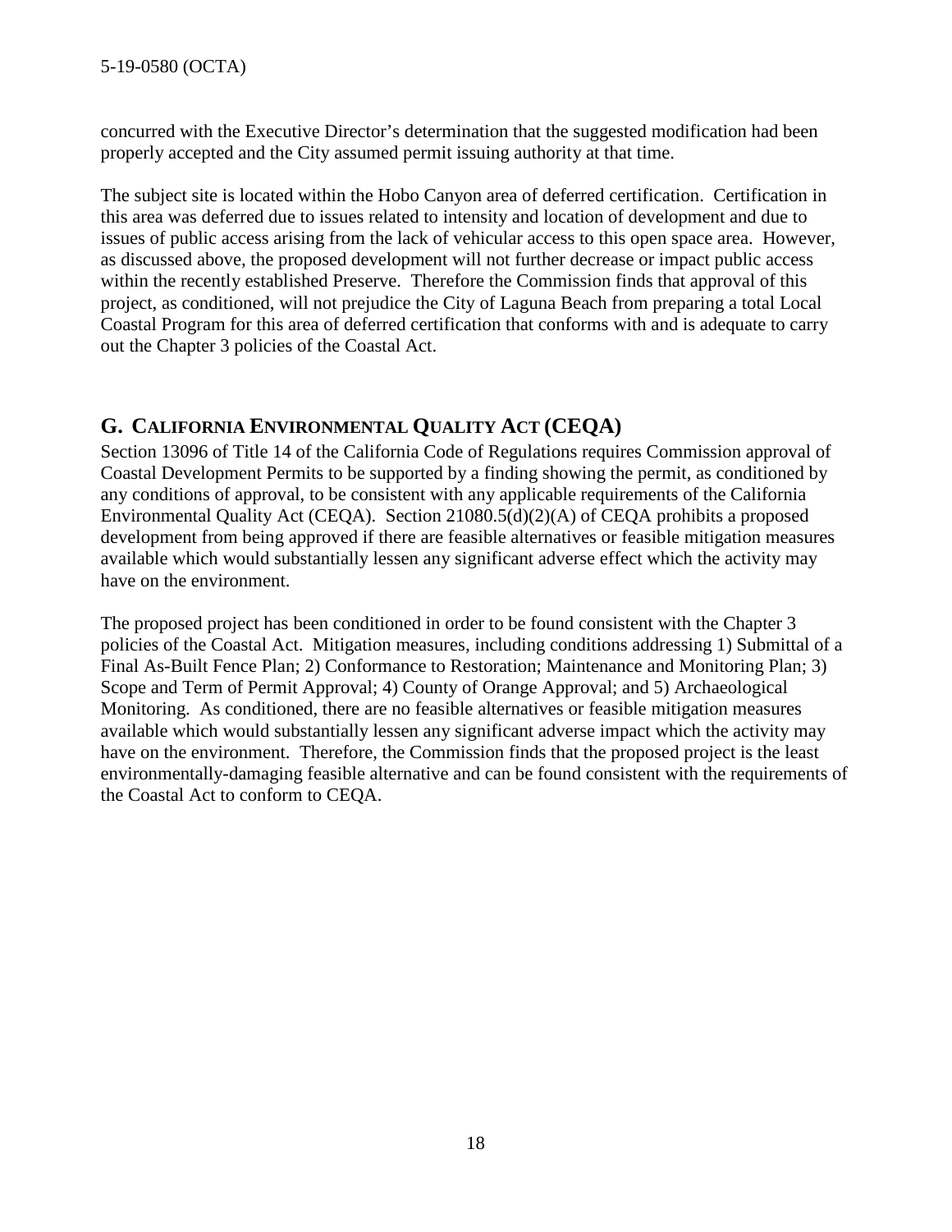concurred with the Executive Director's determination that the suggested modification had been properly accepted and the City assumed permit issuing authority at that time.

The subject site is located within the Hobo Canyon area of deferred certification. Certification in this area was deferred due to issues related to intensity and location of development and due to issues of public access arising from the lack of vehicular access to this open space area. However, as discussed above, the proposed development will not further decrease or impact public access within the recently established Preserve. Therefore the Commission finds that approval of this project, as conditioned, will not prejudice the City of Laguna Beach from preparing a total Local Coastal Program for this area of deferred certification that conforms with and is adequate to carry out the Chapter 3 policies of the Coastal Act.

## G. CALIFORNIA ENVIRONMENTAL QUALITY ACT (CEQA)

Section 13096 of Title 14 of the California Code of Regulations requires Commission approval of Coastal Development Permits to be supported by a finding showing the permit, as conditioned by any conditions of approval, to be consistent with any applicable requirements of the California Environmental Quality Act (CEQA). Section 21080.5(d)(2)(A) of CEQA prohibits a proposed development from being approved if there are feasible alternatives or feasible mitigation measures available which would substantially lessen any significant adverse effect which the activity may have on the environment.

The proposed project has been conditioned in order to be found consistent with the Chapter 3 policies of the Coastal Act. Mitigation measures, including conditions addressing 1) Submittal of a Final As-Built Fence Plan; 2) Conformance to Restoration; Maintenance and Monitoring Plan; 3) Scope and Term of Permit Approval; 4) County of Orange Approval; and 5) Archaeological Monitoring. As conditioned, there are no feasible alternatives or feasible mitigation measures available which would substantially lessen any significant adverse impact which the activity may have on the environment. Therefore, the Commission finds that the proposed project is the least environmentally-damaging feasible alternative and can be found consistent with the requirements of the Coastal Act to conform to CEQA.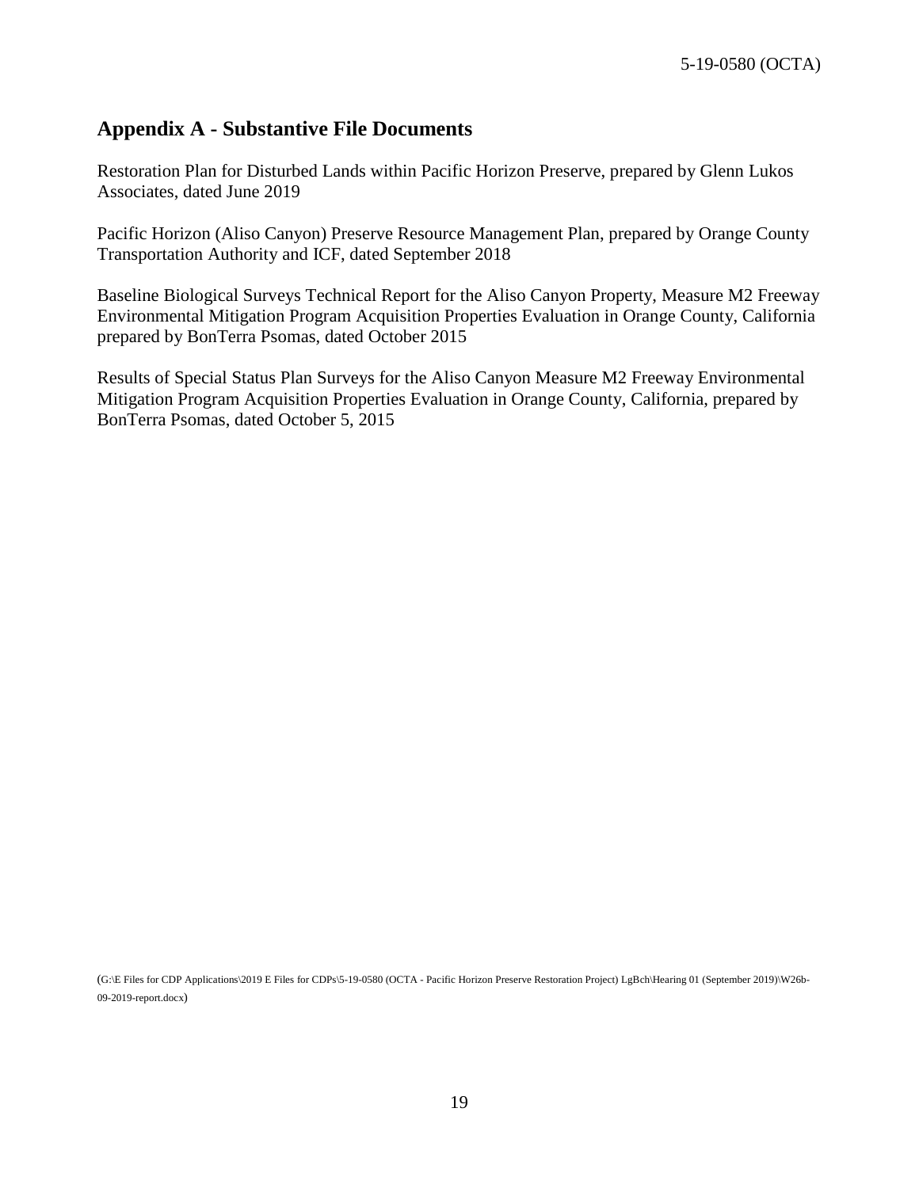## Appendix A - Substantive File Documents

Restoration Plan for Disturbed Lands within Pacific Horizon Preserve, prepared by Glenn Lukos Associates, dated June 2019

Pacific Horizon (Aliso Canyon) Preserve Resource Management Plan, prepared by Orange County Transportation Authority and ICF, dated September 2018

Baseline Biological Surveys Technical Report for the Aliso Canyon Property, Measure M2 Freeway Environmental Mitigation Program Acquisition Properties Evaluation in Orange County, California prepared by BonTerra Psomas, dated October 2015

Results of Special Status Plan Surveys for the Aliso Canyon Measure M2 Freeway Environmental Mitigation Program Acquisition Properties Evaluation in Orange County, California, prepared by BonTerra Psomas, dated October 5, 2015

(G:\E Files for CDP Applications\2019 E Files for CDPs\5-19-0580 (OCTA - Pacific Horizon Preserve Restoration Project) LgBch\Hearing 01 (September 2019)\W26b-09-2019-report.docx)